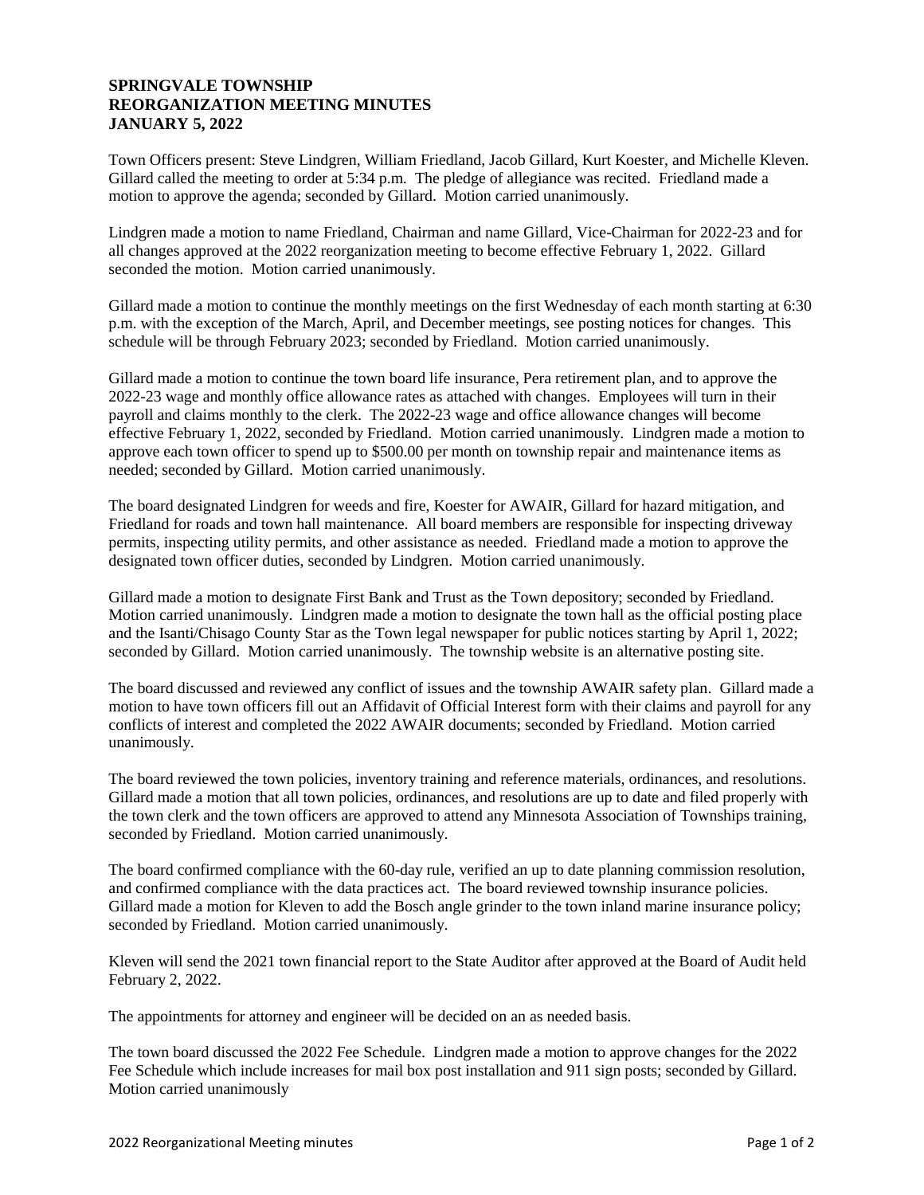**SPRINGVALE TOWNSHIP**
**REORGANIZATION MEETING MINUTES**
**JANUARY 5, 2022**

Town Officers present: Steve Lindgren, William Friedland, Jacob Gillard, Kurt Koester, and Michelle Kleven. Gillard called the meeting to order at 5:34 p.m. The pledge of allegiance was recited. Friedland made a motion to approve the agenda; seconded by Gillard. Motion carried unanimously.

Lindgren made a motion to name Friedland, Chairman and name Gillard, Vice-Chairman for 2022-23 and for all changes approved at the 2022 reorganization meeting to become effective February 1, 2022. Gillard seconded the motion. Motion carried unanimously.

Gillard made a motion to continue the monthly meetings on the first Wednesday of each month starting at 6:30 p.m. with the exception of the March, April, and December meetings, see posting notices for changes. This schedule will be through February 2023; seconded by Friedland. Motion carried unanimously.

Gillard made a motion to continue the town board life insurance, Pera retirement plan, and to approve the 2022-23 wage and monthly office allowance rates as attached with changes. Employees will turn in their payroll and claims monthly to the clerk. The 2022-23 wage and office allowance changes will become effective February 1, 2022, seconded by Friedland. Motion carried unanimously. Lindgren made a motion to approve each town officer to spend up to $500.00 per month on township repair and maintenance items as needed; seconded by Gillard. Motion carried unanimously.

The board designated Lindgren for weeds and fire, Koester for AWAIR, Gillard for hazard mitigation, and Friedland for roads and town hall maintenance. All board members are responsible for inspecting driveway permits, inspecting utility permits, and other assistance as needed. Friedland made a motion to approve the designated town officer duties, seconded by Lindgren. Motion carried unanimously.

Gillard made a motion to designate First Bank and Trust as the Town depository; seconded by Friedland. Motion carried unanimously. Lindgren made a motion to designate the town hall as the official posting place and the Isanti/Chisago County Star as the Town legal newspaper for public notices starting by April 1, 2022; seconded by Gillard. Motion carried unanimously. The township website is an alternative posting site.

The board discussed and reviewed any conflict of issues and the township AWAIR safety plan. Gillard made a motion to have town officers fill out an Affidavit of Official Interest form with their claims and payroll for any conflicts of interest and completed the 2022 AWAIR documents; seconded by Friedland. Motion carried unanimously.

The board reviewed the town policies, inventory training and reference materials, ordinances, and resolutions. Gillard made a motion that all town policies, ordinances, and resolutions are up to date and filed properly with the town clerk and the town officers are approved to attend any Minnesota Association of Townships training, seconded by Friedland. Motion carried unanimously.

The board confirmed compliance with the 60-day rule, verified an up to date planning commission resolution, and confirmed compliance with the data practices act. The board reviewed township insurance policies. Gillard made a motion for Kleven to add the Bosch angle grinder to the town inland marine insurance policy; seconded by Friedland. Motion carried unanimously.

Kleven will send the 2021 town financial report to the State Auditor after approved at the Board of Audit held February 2, 2022.

The appointments for attorney and engineer will be decided on an as needed basis.

The town board discussed the 2022 Fee Schedule. Lindgren made a motion to approve changes for the 2022 Fee Schedule which include increases for mail box post installation and 911 sign posts; seconded by Gillard. Motion carried unanimously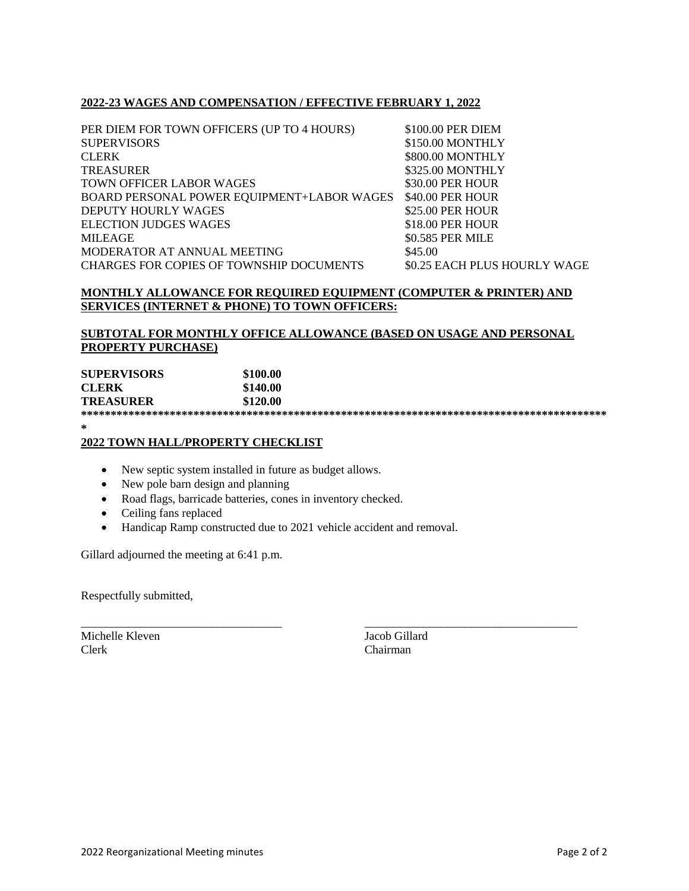**2022-23 WAGES AND COMPENSATION / EFFECTIVE FEBRUARY 1, 2022**

| | |
|---|---|
| PER DIEM FOR TOWN OFFICERS (UP TO 4 HOURS) | $100.00 PER DIEM |
| SUPERVISORS | $150.00 MONTHLY |
| CLERK | $800.00 MONTHLY |
| TREASURER | $325.00 MONTHLY |
| TOWN OFFICER LABOR WAGES | $30.00 PER HOUR |
| BOARD PERSONAL POWER EQUIPMENT+LABOR WAGES | $40.00 PER HOUR |
| DEPUTY HOURLY WAGES | $25.00 PER HOUR |
| ELECTION JUDGES WAGES | $18.00 PER HOUR |
| MILEAGE | $0.585 PER MILE |
| MODERATOR AT ANNUAL MEETING | $45.00 |
| CHARGES FOR COPIES OF TOWNSHIP DOCUMENTS | $0.25 EACH PLUS HOURLY WAGE |

**MONTHLY ALLOWANCE FOR REQUIRED EQUIPMENT (COMPUTER & PRINTER) AND SERVICES (INTERNET & PHONE) TO TOWN OFFICERS:**

**SUBTOTAL FOR MONTHLY OFFICE ALLOWANCE (BASED ON USAGE AND PERSONAL PROPERTY PURCHASE)**

| | |
|---|---|
| **SUPERVISORS** | **$100.00** |
| **CLERK** | **$140.00** |
| **TREASURER** | **$120.00** |

*****************************************************************************************************

**2022 TOWN HALL/PROPERTY CHECKLIST**

- New septic system installed in future as budget allows.
- New pole barn design and planning
- Road flags, barricade batteries, cones in inventory checked.
- Ceiling fans replaced
- Handicap Ramp constructed due to 2021 vehicle accident and removal.

Gillard adjourned the meeting at 6:41 p.m.

Respectfully submitted,

| | |
|---|---|
| ______________________________ | ______________________________ |
| Michelle Kleven | Jacob Gillard |
| Clerk | Chairman |